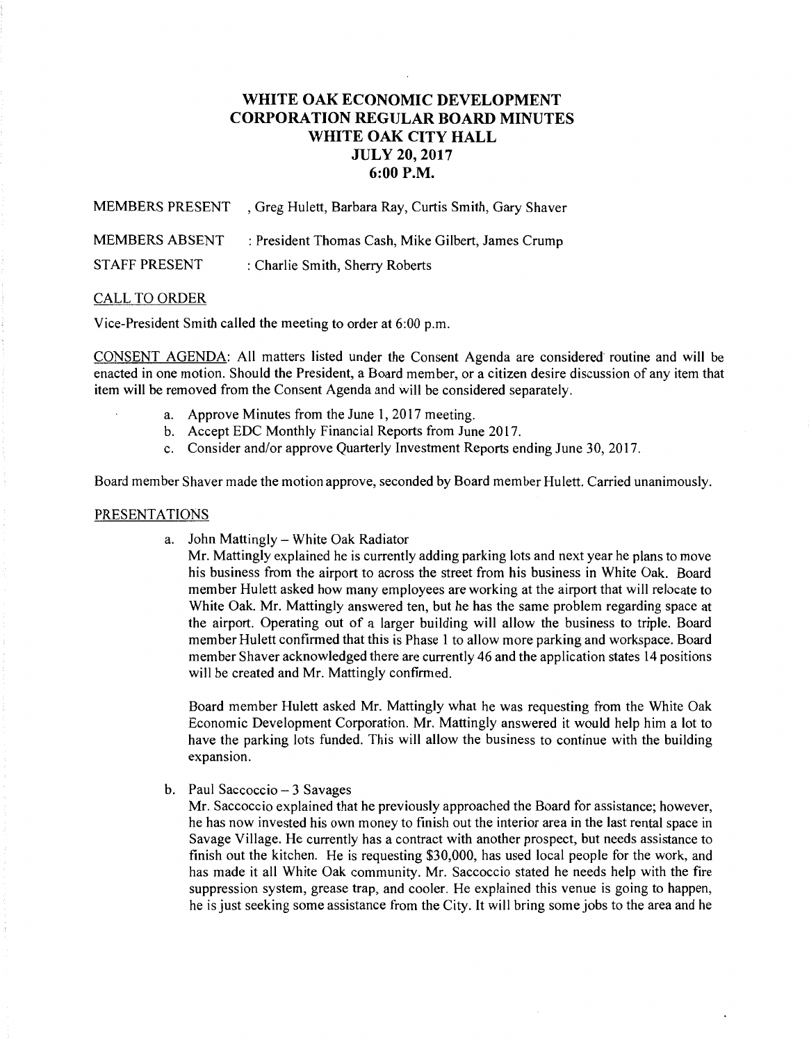# WHITE OAK ECONOMIC DEVELOPMENT CORPORATION REGULAR BOARD MINUTES WHITE OAK CITY HALL JULY 20, 2017 6:00 P.M.

MEMBERS PRESENT , Greg Hulett, Barbara Ray, Curtis Smith, Gary Shaver

MEMBERS ABSENT : President Thomas Cash, Mike Gilbert, James Crump

STAFF PRESENT : Charlie Smith, Sherry Roberts

## CALL TO ORDER

Vice-President Smith called the meeting to order at 6:00 p.m.

CONSENT AGENDA: All matters listed under the Consent Agenda are considered routine and will be enacted in one motion. Should the President, a Board member, or a citizen desire discussion of any item that item will be removed from the Consent Agenda and will be considered separately.

a. Approve Minutes from the June 1, 2017 meeting.
b. Accept EDC Monthly Financial Reports from June 2017.
c. Consider and/or approve Quarterly Investment Reports ending June 30, 2017.

Board member Shaver made the motion approve, seconded by Board member Hulett. Carried unanimously.

## PRESENTATIONS

a. John Mattingly – White Oak Radiator

Mr. Mattingly explained he is currently adding parking lots and next year he plans to move his business from the airport to across the street from his business in White Oak. Board member Hulett asked how many employees are working at the airport that will relocate to White Oak. Mr. Mattingly answered ten, but he has the same problem regarding space at the airport. Operating out of a larger building will allow the business to triple. Board member Hulett confirmed that this is Phase 1 to allow more parking and workspace. Board member Shaver acknowledged there are currently 46 and the application states 14 positions will be created and Mr. Mattingly confirmed.

Board member Hulett asked Mr. Mattingly what he was requesting from the White Oak Economic Development Corporation. Mr. Mattingly answered it would help him a lot to have the parking lots funded. This will allow the business to continue with the building expansion.

b. Paul Saccoccio – 3 Savages

Mr. Saccoccio explained that he previously approached the Board for assistance; however, he has now invested his own money to finish out the interior area in the last rental space in Savage Village. He currently has a contract with another prospect, but needs assistance to finish out the kitchen. He is requesting $30,000, has used local people for the work, and has made it all White Oak community. Mr. Saccoccio stated he needs help with the fire suppression system, grease trap, and cooler. He explained this venue is going to happen, he is just seeking some assistance from the City. It will bring some jobs to the area and he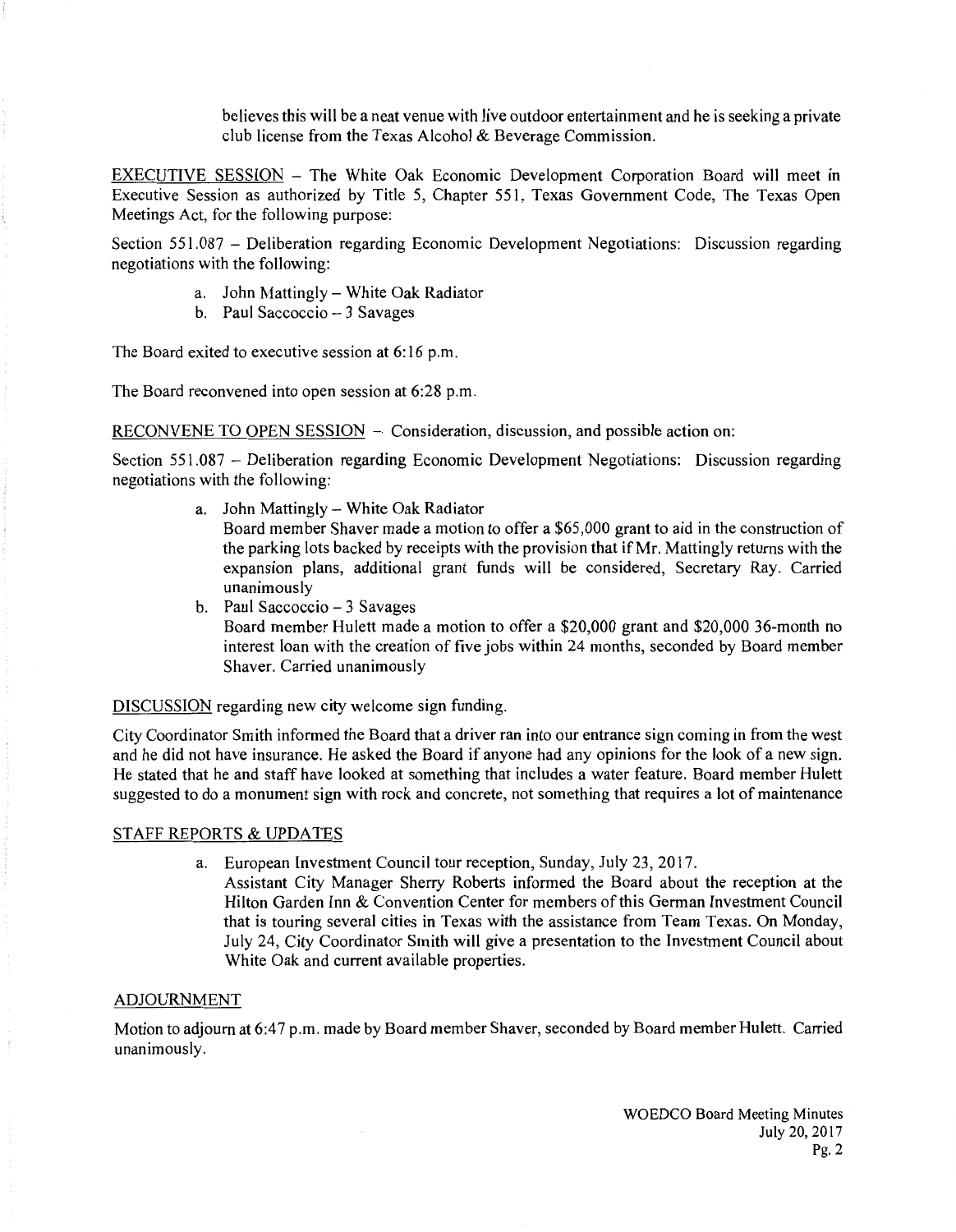believes this will be a neat venue with live outdoor entertainment and he is seeking a private club license from the Texas Alcohol & Beverage Commission.

EXECUTIVE SESSION – The White Oak Economic Development Corporation Board will meet in Executive Session as authorized by Title 5, Chapter 551, Texas Government Code, The Texas Open Meetings Act, for the following purpose:

Section 551.087 – Deliberation regarding Economic Development Negotiations: Discussion regarding negotiations with the following:

a. John Mattingly – White Oak Radiator
b. Paul Saccoccio – 3 Savages

The Board exited to executive session at 6:16 p.m.

The Board reconvened into open session at 6:28 p.m.

RECONVENE TO OPEN SESSION – Consideration, discussion, and possible action on:

Section 551.087 – Deliberation regarding Economic Development Negotiations: Discussion regarding negotiations with the following:

a. John Mattingly – White Oak Radiator
   Board member Shaver made a motion to offer a $65,000 grant to aid in the construction of the parking lots backed by receipts with the provision that if Mr. Mattingly returns with the expansion plans, additional grant funds will be considered, Secretary Ray. Carried unanimously
b. Paul Saccoccio – 3 Savages
   Board member Hulett made a motion to offer a $20,000 grant and $20,000 36-month no interest loan with the creation of five jobs within 24 months, seconded by Board member Shaver. Carried unanimously

DISCUSSION regarding new city welcome sign funding.

City Coordinator Smith informed the Board that a driver ran into our entrance sign coming in from the west and he did not have insurance. He asked the Board if anyone had any opinions for the look of a new sign. He stated that he and staff have looked at something that includes a water feature. Board member Hulett suggested to do a monument sign with rock and concrete, not something that requires a lot of maintenance

STAFF REPORTS & UPDATES

a. European Investment Council tour reception, Sunday, July 23, 2017.
   Assistant City Manager Sherry Roberts informed the Board about the reception at the Hilton Garden Inn & Convention Center for members of this German Investment Council that is touring several cities in Texas with the assistance from Team Texas. On Monday, July 24, City Coordinator Smith will give a presentation to the Investment Council about White Oak and current available properties.

ADJOURNMENT

Motion to adjourn at 6:47 p.m. made by Board member Shaver, seconded by Board member Hulett. Carried unanimously.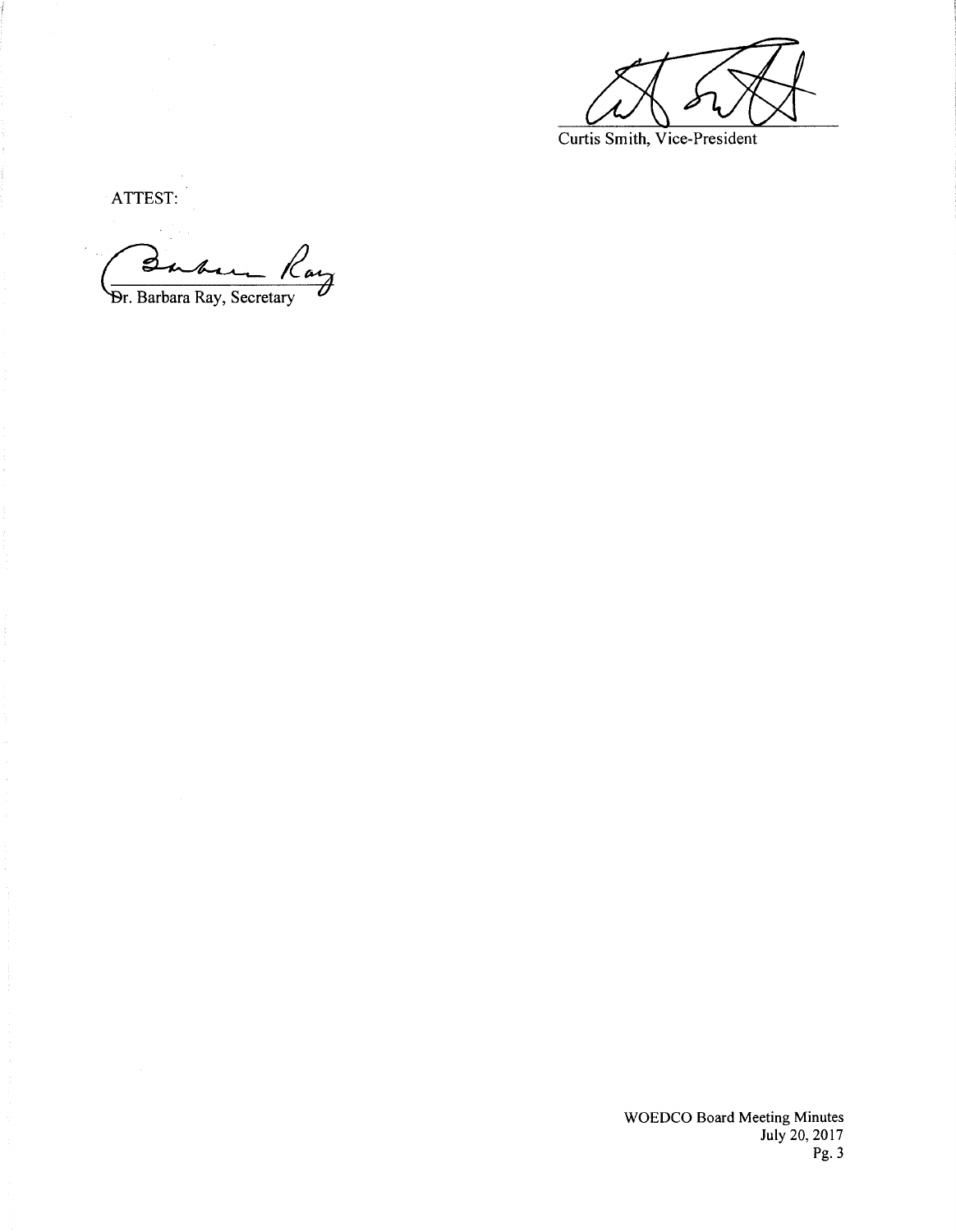Curtis Smith, Vice-President

ATTEST:

Dr. Barbara Ray, Secretary

WOEDCO Board Meeting Minutes
July 20, 2017
Pg. 3